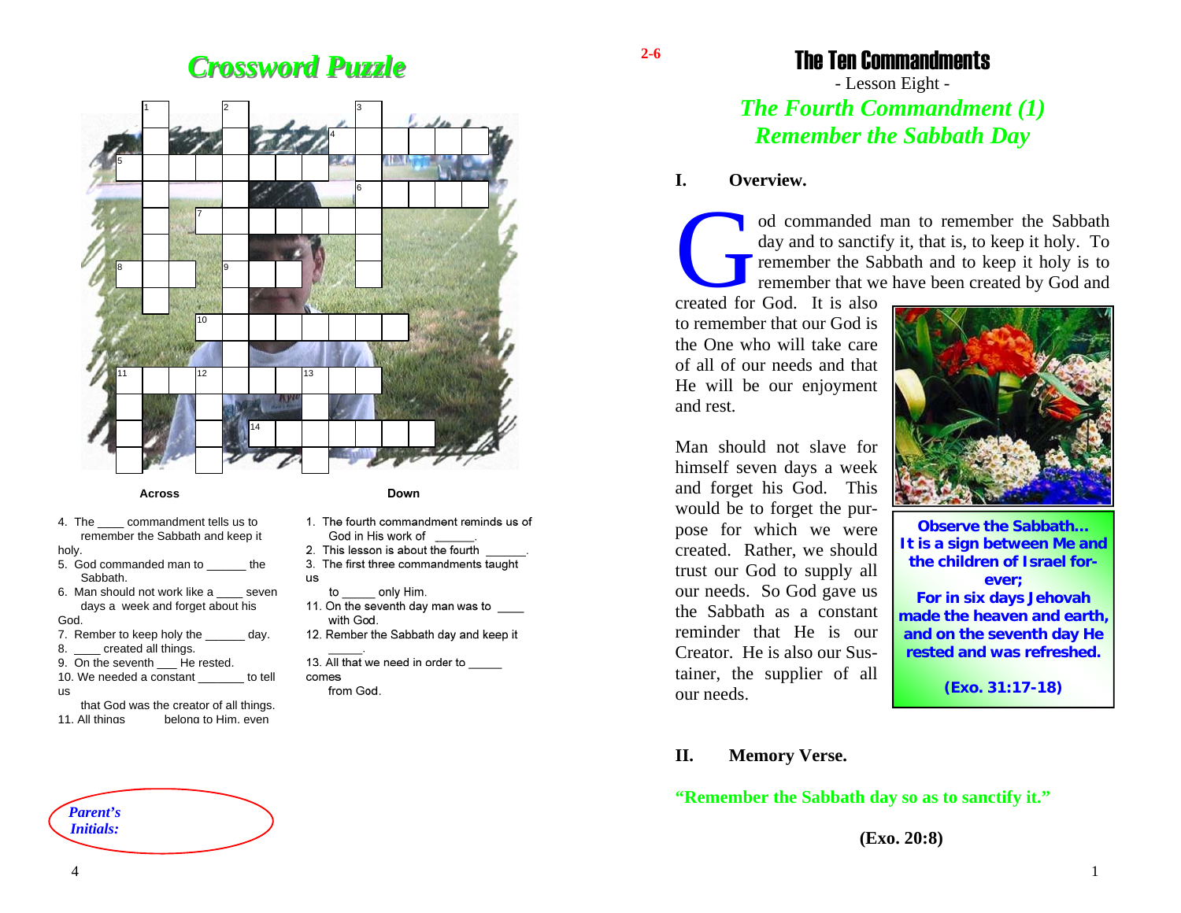# Crossword Puzzle

**Across**

4. The ____ commandment tells us to remember the Sabbath and keep it holy.
5. God commanded man to ______ the Sabbath.
6. Man should not work like a ____ seven days a week and forget about his God.
7. Rember to keep holy the ______ day.
8. ____ created all things.
9. On the seventh ___ He rested.
10. We needed a constant _______ to tell us that God was the creator of all things.
11. All things ______ belong to Him, even

**Down**

1. The fourth commandment reminds us of God in His work of ______.
2. This lesson is about the fourth ______.
3. The first three commandments taught us to _____ only Him.
11. On the seventh day man was to ____ with God.
12. Rember the Sabbath day and keep it ______.
13. All that we need in order to _____ comes from God.

*Parent's Initials:*

# The Ten Commandments

- Lesson Eight -

## *The Fourth Commandment (1) Remember the Sabbath Day*

### I. Overview.

God commanded man to remember the Sabbath day and to sanctify it, that is, to keep it holy. To remember the Sabbath and to keep it holy is to remember that we have been created by God and created for God. It is also to remember that our God is the One who will take care of all of our needs and that He will be our enjoyment and rest.

Man should not slave for himself seven days a week and forget his God. This would be to forget the purpose for which we were created. Rather, we should trust our God to supply all our needs. So God gave us the Sabbath as a constant reminder that He is our Creator. He is also our Sustainer, the supplier of all our needs.

**Observe the Sabbath... It is a sign between Me and the children of Israel forever; For in six days Jehovah made the heaven and earth, and on the seventh day He rested and was refreshed.**

**(Exo. 31:17-18)**

### II. Memory Verse.

**"Remember the Sabbath day so as to sanctify it."**

**(Exo. 20:8)**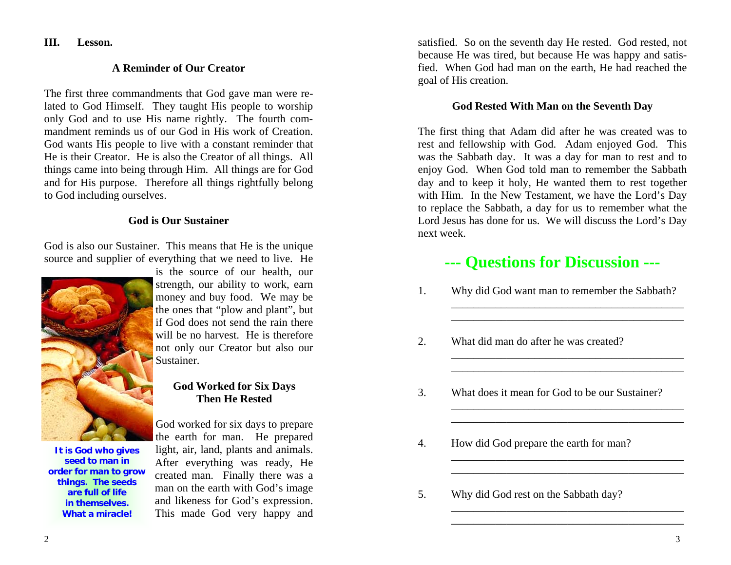### III. Lesson.

#### A Reminder of Our Creator

The first three commandments that God gave man were related to God Himself. They taught His people to worship only God and to use His name rightly. The fourth commandment reminds us of our God in His work of Creation. God wants His people to live with a constant reminder that He is their Creator. He is also the Creator of all things. All things came into being through Him. All things are for God and for His purpose. Therefore all things rightfully belong to God including ourselves.

#### God is Our Sustainer

God is also our Sustainer. This means that He is the unique source and supplier of everything that we need to live. He is the source of our health, our strength, our ability to work, earn money and buy food. We may be the ones that "plow and plant", but if God does not send the rain there will be no harvest. He is therefore not only our Creator but also our Sustainer.

**It is God who gives seed to man in order for man to grow things. The seeds are full of life in themselves. What a miracle!**

#### God Worked for Six Days Then He Rested

God worked for six days to prepare the earth for man. He prepared light, air, land, plants and animals. After everything was ready, He created man. Finally there was a man on the earth with God's image and likeness for God's expression. This made God very happy and satisfied. So on the seventh day He rested. God rested, not because He was tired, but because He was happy and satisfied. When God had man on the earth, He had reached the goal of His creation.

#### God Rested With Man on the Seventh Day

The first thing that Adam did after he was created was to rest and fellowship with God. Adam enjoyed God. This was the Sabbath day. It was a day for man to rest and to enjoy God. When God told man to remember the Sabbath day and to keep it holy, He wanted them to rest together with Him. In the New Testament, we have the Lord's Day to replace the Sabbath, a day for us to remember what the Lord Jesus has done for us. We will discuss the Lord's Day next week.

## --- Questions for Discussion ---

1. Why did God want man to remember the Sabbath?

   ____________________________________________

   ____________________________________________

2. What did man do after he was created?

   ____________________________________________

   ____________________________________________

3. What does it mean for God to be our Sustainer?

   ____________________________________________

   ____________________________________________

4. How did God prepare the earth for man?

   ____________________________________________

   ____________________________________________

5. Why did God rest on the Sabbath day?

   ____________________________________________

   ____________________________________________